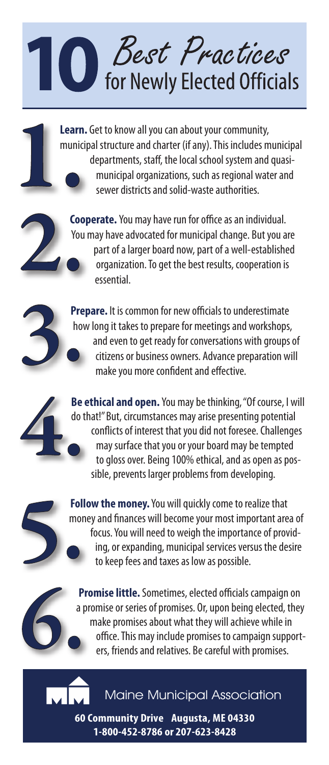# 10 *Best Practices* for Newly Elected Officials

1. **Learn.** Get to know all you can about your community, municipal structure and charter (if any). This includes municipal departments, staff, the local school system and quasi-municipal organizations, such as regional water and sewer districts and solid-waste authorities.

2. **Cooperate.** You may have run for office as an individual. You may have advocated for municipal change. But you are part of a larger board now, part of a well-established organization. To get the best results, cooperation is essential.

3. **Prepare.** It is common for new officials to underestimate how long it takes to prepare for meetings and workshops, and even to get ready for conversations with groups of citizens or business owners. Advance preparation will make you more confident and effective.

4. **Be ethical and open.** You may be thinking, "Of course, I will do that!" But, circumstances may arise presenting potential conflicts of interest that you did not foresee. Challenges may surface that you or your board may be tempted to gloss over. Being 100% ethical, and as open as possible, prevents larger problems from developing.

5. **Follow the money.** You will quickly come to realize that money and finances will become your most important area of focus. You will need to weigh the importance of providing, or expanding, municipal services versus the desire to keep fees and taxes as low as possible.

6. **Promise little.** Sometimes, elected officials campaign on a promise or series of promises. Or, upon being elected, they make promises about what they will achieve while in office. This may include promises to campaign supporters, friends and relatives. Be careful with promises.

Maine Municipal Association

**60 Community Drive Augusta, ME 04330**
**1-800-452-8786 or 207-623-8428**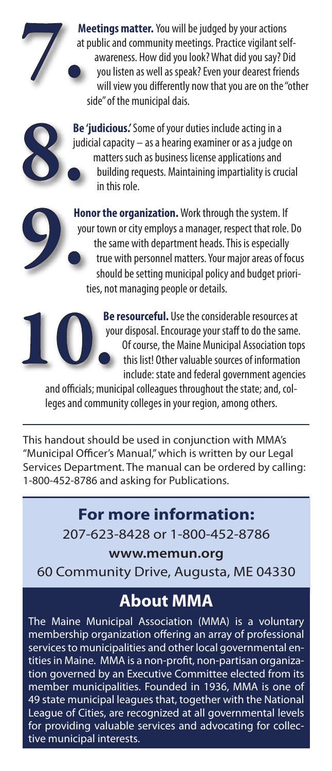**7. Meetings matter.** You will be judged by your actions at public and community meetings. Practice vigilant self-awareness. How did you look? What did you say? Did you listen as well as speak? Even your dearest friends will view you differently now that you are on the "other side" of the municipal dais.

**8. Be 'judicious.'** Some of your duties include acting in a judicial capacity – as a hearing examiner or as a judge on matters such as business license applications and building requests. Maintaining impartiality is crucial in this role.

**9. Honor the organization.** Work through the system. If your town or city employs a manager, respect that role. Do the same with department heads. This is especially true with personnel matters. Your major areas of focus should be setting municipal policy and budget priorities, not managing people or details.

**10. Be resourceful.** Use the considerable resources at your disposal. Encourage your staff to do the same. Of course, the Maine Municipal Association tops this list! Other valuable sources of information include: state and federal government agencies and officials; municipal colleagues throughout the state; and, colleges and community colleges in your region, among others.

---

This handout should be used in conjunction with MMA's "Municipal Officer's Manual," which is written by our Legal Services Department. The manual can be ordered by calling: 1-800-452-8786 and asking for Publications.

## For more information:

207-623-8428 or 1-800-452-8786

**www.memun.org**

60 Community Drive, Augusta, ME 04330

## About MMA

The Maine Municipal Association (MMA) is a voluntary membership organization offering an array of professional services to municipalities and other local governmental entities in Maine. MMA is a non-profit, non-partisan organization governed by an Executive Committee elected from its member municipalities. Founded in 1936, MMA is one of 49 state municipal leagues that, together with the National League of Cities, are recognized at all governmental levels for providing valuable services and advocating for collective municipal interests.